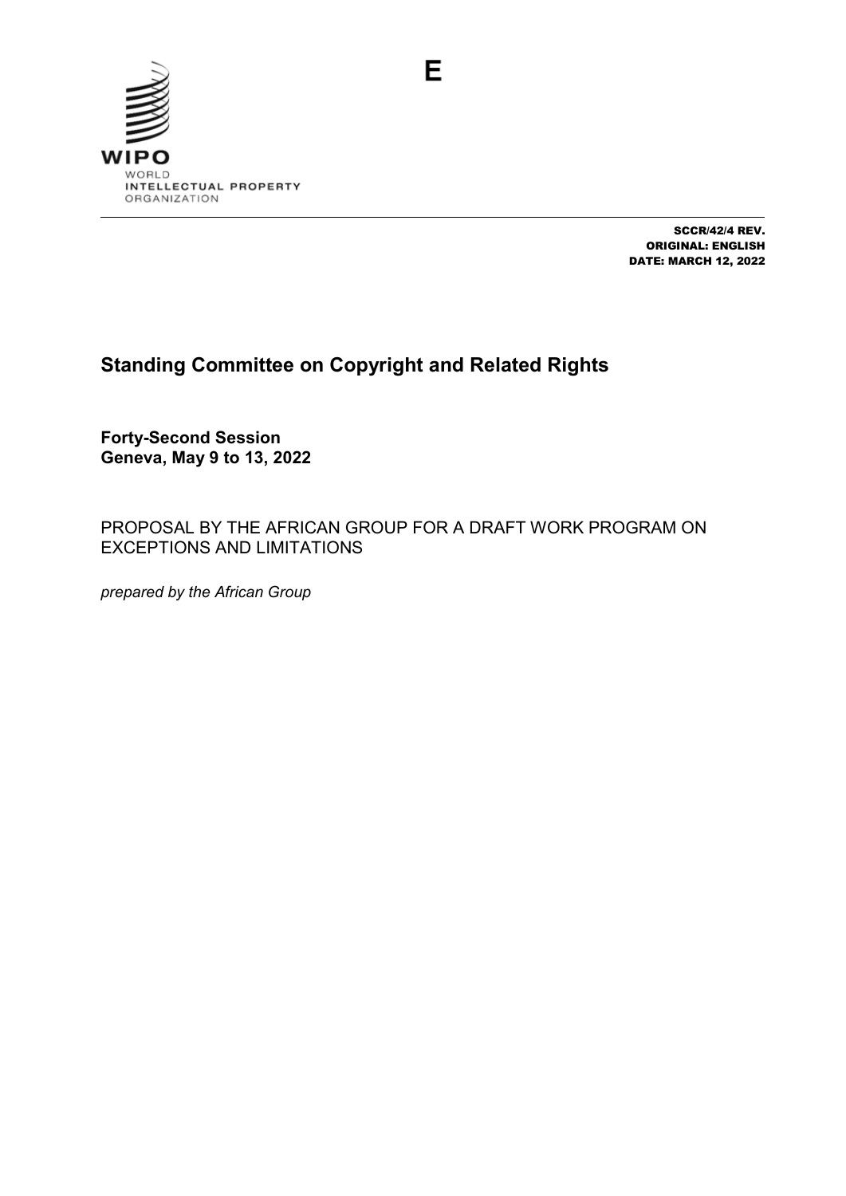E

WIPO
WORLD
INTELLECTUAL PROPERTY
ORGANIZATION

SCCR/42/4 REV.
ORIGINAL: ENGLISH
DATE: MARCH 12, 2022

# Standing Committee on Copyright and Related Rights

**Forty-Second Session**
**Geneva, May 9 to 13, 2022**

PROPOSAL BY THE AFRICAN GROUP FOR A DRAFT WORK PROGRAM ON EXCEPTIONS AND LIMITATIONS

*prepared by the African Group*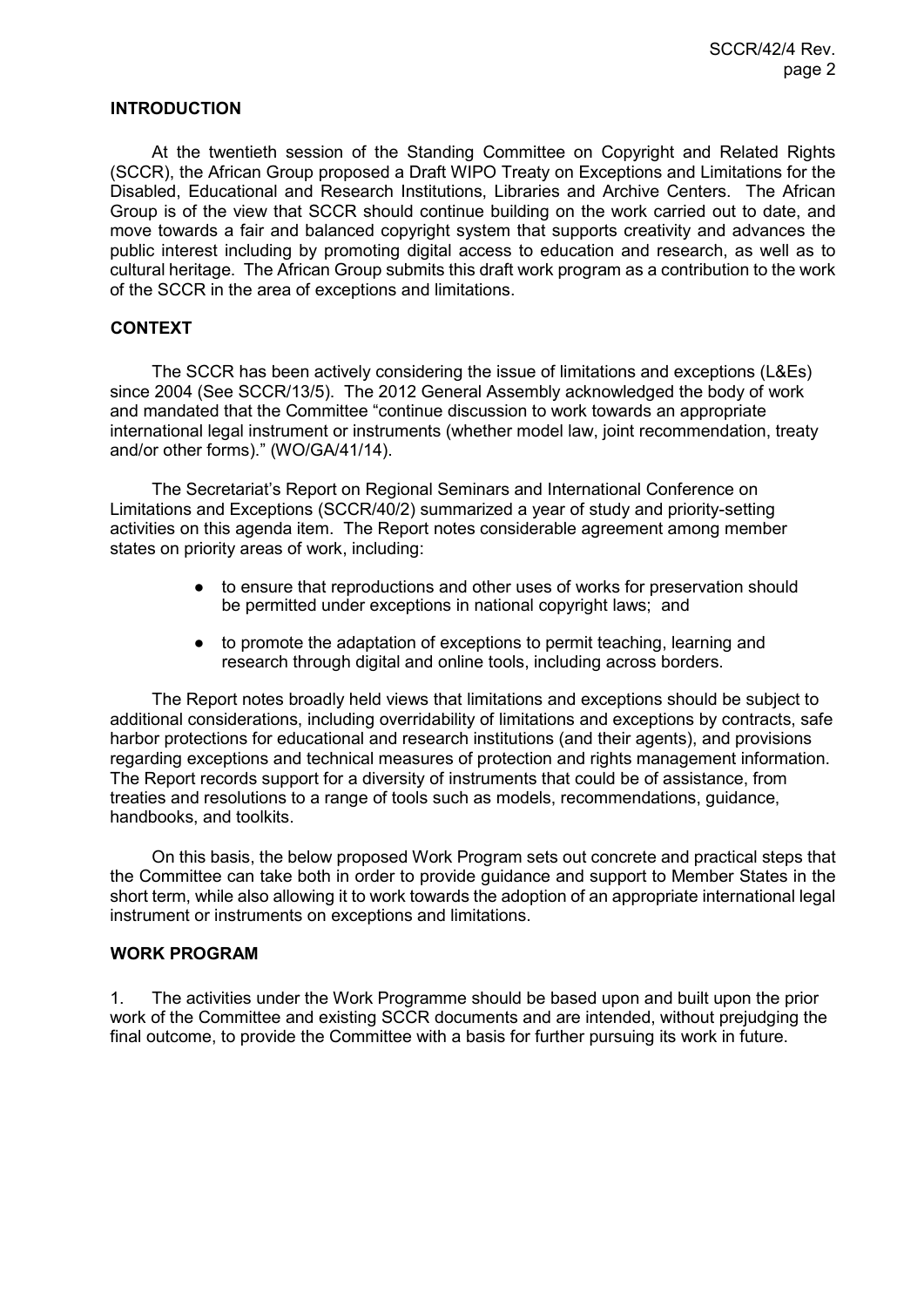## INTRODUCTION

At the twentieth session of the Standing Committee on Copyright and Related Rights (SCCR), the African Group proposed a Draft WIPO Treaty on Exceptions and Limitations for the Disabled, Educational and Research Institutions, Libraries and Archive Centers. The African Group is of the view that SCCR should continue building on the work carried out to date, and move towards a fair and balanced copyright system that supports creativity and advances the public interest including by promoting digital access to education and research, as well as to cultural heritage. The African Group submits this draft work program as a contribution to the work of the SCCR in the area of exceptions and limitations.

## CONTEXT

The SCCR has been actively considering the issue of limitations and exceptions (L&Es) since 2004 (See SCCR/13/5). The 2012 General Assembly acknowledged the body of work and mandated that the Committee "continue discussion to work towards an appropriate international legal instrument or instruments (whether model law, joint recommendation, treaty and/or other forms)." (WO/GA/41/14).

The Secretariat's Report on Regional Seminars and International Conference on Limitations and Exceptions (SCCR/40/2) summarized a year of study and priority-setting activities on this agenda item. The Report notes considerable agreement among member states on priority areas of work, including:

- to ensure that reproductions and other uses of works for preservation should be permitted under exceptions in national copyright laws; and
- to promote the adaptation of exceptions to permit teaching, learning and research through digital and online tools, including across borders.

The Report notes broadly held views that limitations and exceptions should be subject to additional considerations, including overridability of limitations and exceptions by contracts, safe harbor protections for educational and research institutions (and their agents), and provisions regarding exceptions and technical measures of protection and rights management information. The Report records support for a diversity of instruments that could be of assistance, from treaties and resolutions to a range of tools such as models, recommendations, guidance, handbooks, and toolkits.

On this basis, the below proposed Work Program sets out concrete and practical steps that the Committee can take both in order to provide guidance and support to Member States in the short term, while also allowing it to work towards the adoption of an appropriate international legal instrument or instruments on exceptions and limitations.

## WORK PROGRAM

1. The activities under the Work Programme should be based upon and built upon the prior work of the Committee and existing SCCR documents and are intended, without prejudging the final outcome, to provide the Committee with a basis for further pursuing its work in future.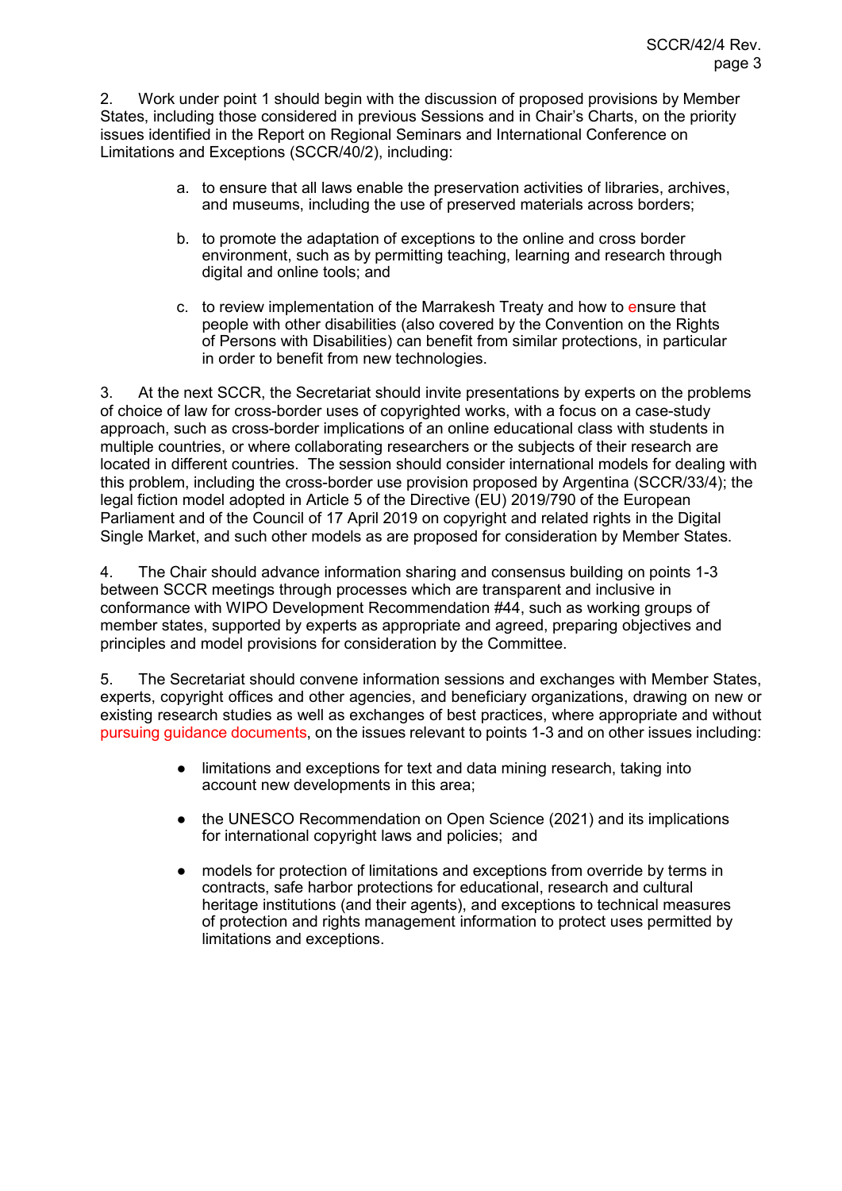2. Work under point 1 should begin with the discussion of proposed provisions by Member States, including those considered in previous Sessions and in Chair's Charts, on the priority issues identified in the Report on Regional Seminars and International Conference on Limitations and Exceptions (SCCR/40/2), including:

a. to ensure that all laws enable the preservation activities of libraries, archives, and museums, including the use of preserved materials across borders;

b. to promote the adaptation of exceptions to the online and cross border environment, such as by permitting teaching, learning and research through digital and online tools; and

c. to review implementation of the Marrakesh Treaty and how to ensure that people with other disabilities (also covered by the Convention on the Rights of Persons with Disabilities) can benefit from similar protections, in particular in order to benefit from new technologies.

3. At the next SCCR, the Secretariat should invite presentations by experts on the problems of choice of law for cross-border uses of copyrighted works, with a focus on a case-study approach, such as cross-border implications of an online educational class with students in multiple countries, or where collaborating researchers or the subjects of their research are located in different countries. The session should consider international models for dealing with this problem, including the cross-border use provision proposed by Argentina (SCCR/33/4); the legal fiction model adopted in Article 5 of the Directive (EU) 2019/790 of the European Parliament and of the Council of 17 April 2019 on copyright and related rights in the Digital Single Market, and such other models as are proposed for consideration by Member States.

4. The Chair should advance information sharing and consensus building on points 1-3 between SCCR meetings through processes which are transparent and inclusive in conformance with WIPO Development Recommendation #44, such as working groups of member states, supported by experts as appropriate and agreed, preparing objectives and principles and model provisions for consideration by the Committee.

5. The Secretariat should convene information sessions and exchanges with Member States, experts, copyright offices and other agencies, and beneficiary organizations, drawing on new or existing research studies as well as exchanges of best practices, where appropriate and without pursuing guidance documents, on the issues relevant to points 1-3 and on other issues including:

- limitations and exceptions for text and data mining research, taking into account new developments in this area;
- the UNESCO Recommendation on Open Science (2021) and its implications for international copyright laws and policies; and
- models for protection of limitations and exceptions from override by terms in contracts, safe harbor protections for educational, research and cultural heritage institutions (and their agents), and exceptions to technical measures of protection and rights management information to protect uses permitted by limitations and exceptions.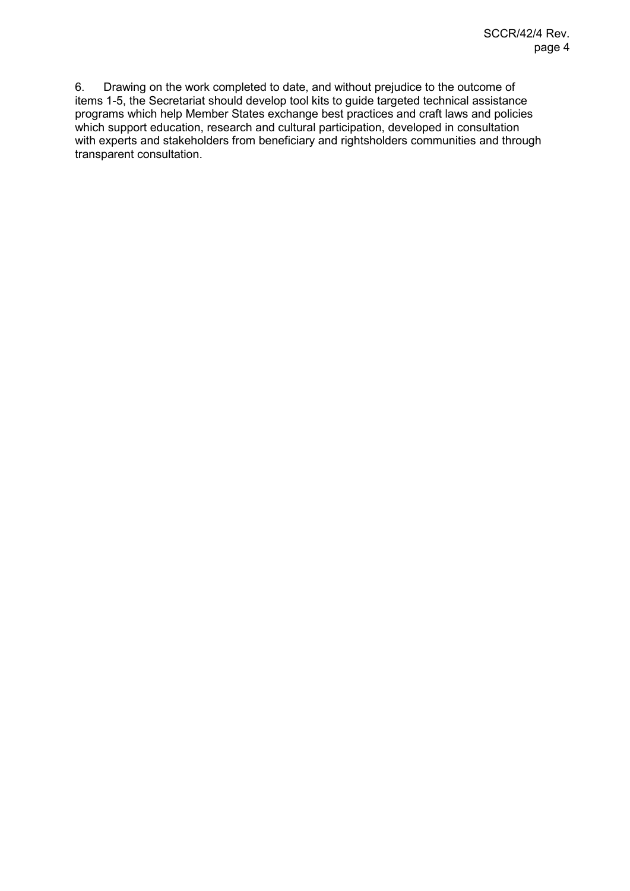6. Drawing on the work completed to date, and without prejudice to the outcome of items 1-5, the Secretariat should develop tool kits to guide targeted technical assistance programs which help Member States exchange best practices and craft laws and policies which support education, research and cultural participation, developed in consultation with experts and stakeholders from beneficiary and rightsholders communities and through transparent consultation.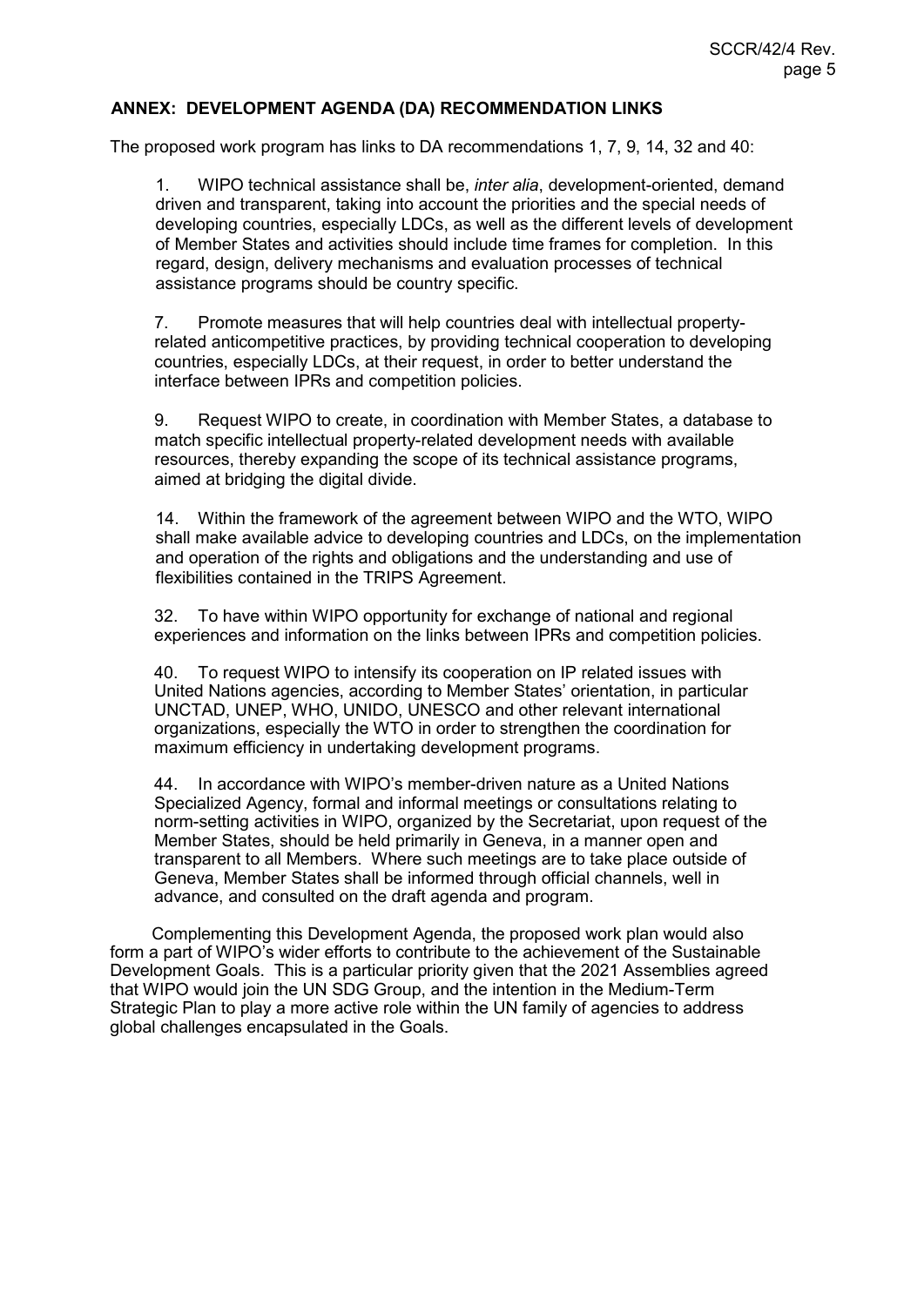## ANNEX: DEVELOPMENT AGENDA (DA) RECOMMENDATION LINKS

The proposed work program has links to DA recommendations 1, 7, 9, 14, 32 and 40:

1. WIPO technical assistance shall be, *inter alia*, development-oriented, demand driven and transparent, taking into account the priorities and the special needs of developing countries, especially LDCs, as well as the different levels of development of Member States and activities should include time frames for completion. In this regard, design, delivery mechanisms and evaluation processes of technical assistance programs should be country specific.

7. Promote measures that will help countries deal with intellectual property-related anticompetitive practices, by providing technical cooperation to developing countries, especially LDCs, at their request, in order to better understand the interface between IPRs and competition policies.

9. Request WIPO to create, in coordination with Member States, a database to match specific intellectual property-related development needs with available resources, thereby expanding the scope of its technical assistance programs, aimed at bridging the digital divide.

14. Within the framework of the agreement between WIPO and the WTO, WIPO shall make available advice to developing countries and LDCs, on the implementation and operation of the rights and obligations and the understanding and use of flexibilities contained in the TRIPS Agreement.

32. To have within WIPO opportunity for exchange of national and regional experiences and information on the links between IPRs and competition policies.

40. To request WIPO to intensify its cooperation on IP related issues with United Nations agencies, according to Member States' orientation, in particular UNCTAD, UNEP, WHO, UNIDO, UNESCO and other relevant international organizations, especially the WTO in order to strengthen the coordination for maximum efficiency in undertaking development programs.

44. In accordance with WIPO's member-driven nature as a United Nations Specialized Agency, formal and informal meetings or consultations relating to norm-setting activities in WIPO, organized by the Secretariat, upon request of the Member States, should be held primarily in Geneva, in a manner open and transparent to all Members. Where such meetings are to take place outside of Geneva, Member States shall be informed through official channels, well in advance, and consulted on the draft agenda and program.

Complementing this Development Agenda, the proposed work plan would also form a part of WIPO's wider efforts to contribute to the achievement of the Sustainable Development Goals. This is a particular priority given that the 2021 Assemblies agreed that WIPO would join the UN SDG Group, and the intention in the Medium-Term Strategic Plan to play a more active role within the UN family of agencies to address global challenges encapsulated in the Goals.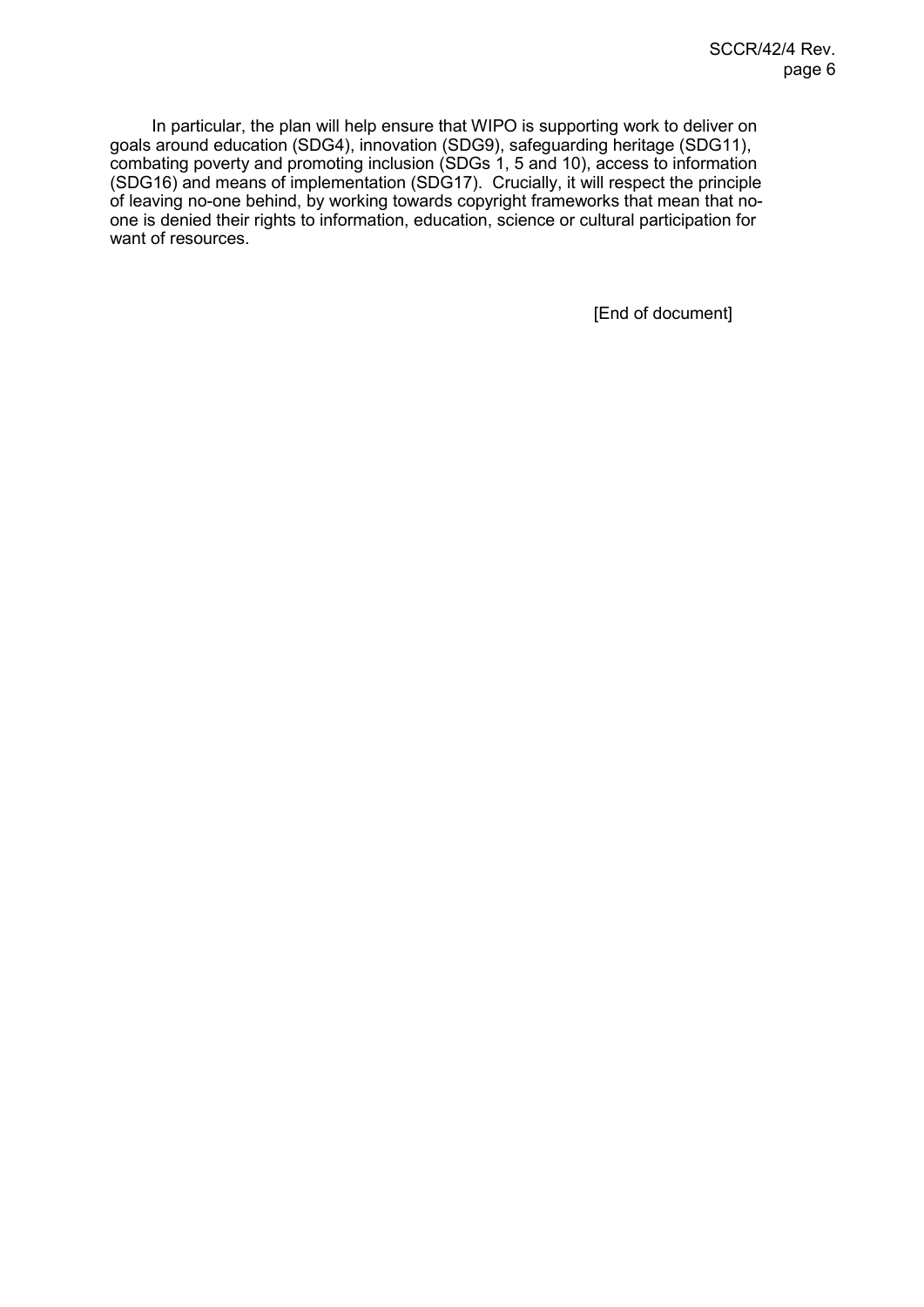In particular, the plan will help ensure that WIPO is supporting work to deliver on goals around education (SDG4), innovation (SDG9), safeguarding heritage (SDG11), combating poverty and promoting inclusion (SDGs 1, 5 and 10), access to information (SDG16) and means of implementation (SDG17). Crucially, it will respect the principle of leaving no-one behind, by working towards copyright frameworks that mean that no-one is denied their rights to information, education, science or cultural participation for want of resources.

[End of document]